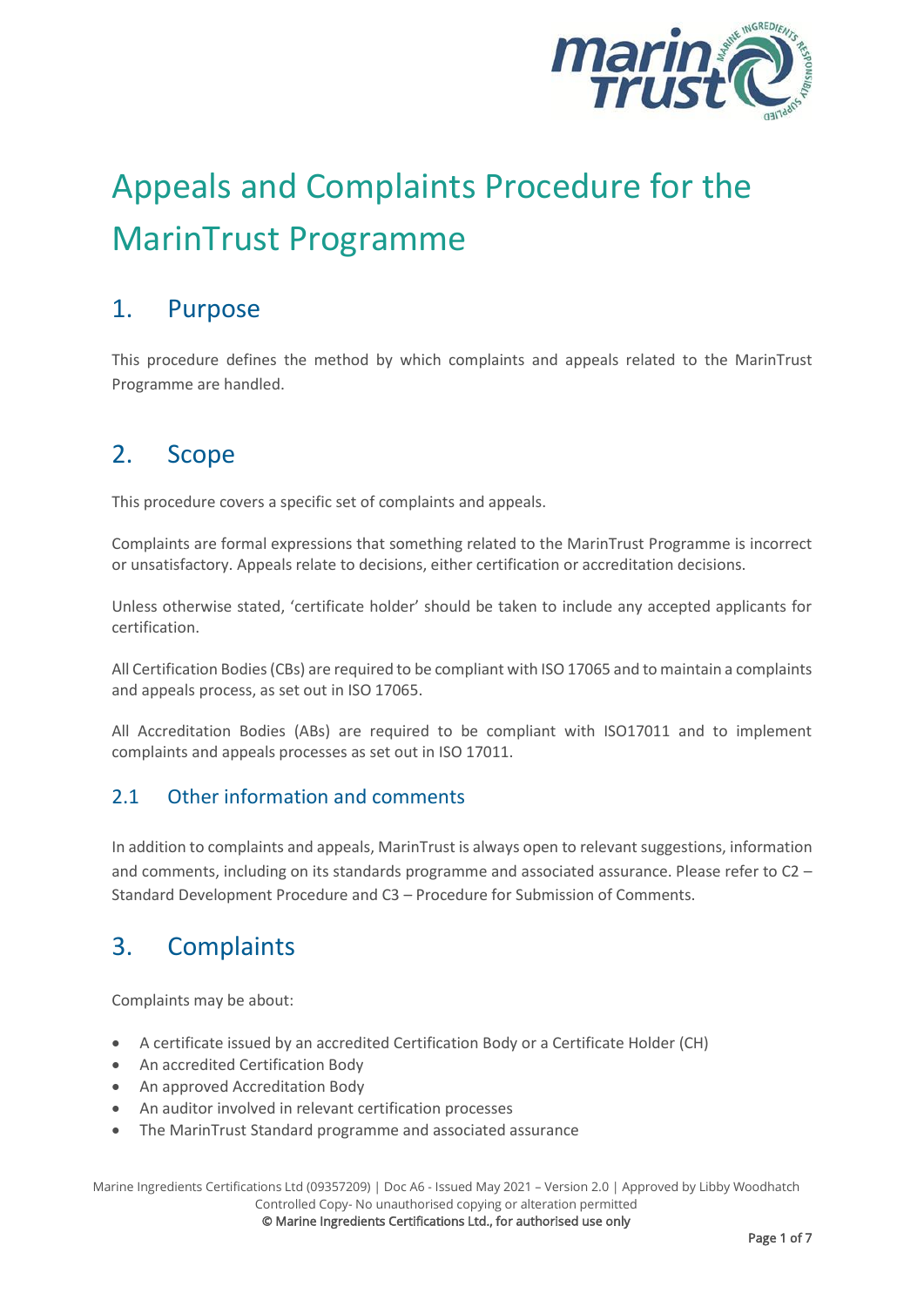# Appeals and Complaints Procedure for the MarinTrust Programme

## 1. Purpose

This procedure defines the method by which complaints and appeals related to the MarinTrust Programme are handled.

## 2. Scope

This procedure covers a specific set of complaints and appeals.

Complaints are formal expressions that something related to the MarinTrust Programme is incorrect or unsatisfactory. Appeals relate to decisions, either certification or accreditation decisions.

Unless otherwise stated, 'certificate holder' should be taken to include any accepted applicants for certification.

All Certification Bodies (CBs) are required to be compliant with ISO 17065 and to maintain a complaints and appeals process, as set out in ISO 17065.

All Accreditation Bodies (ABs) are required to be compliant with ISO17011 and to implement complaints and appeals processes as set out in ISO 17011.

### 2.1 Other information and comments

In addition to complaints and appeals, MarinTrust is always open to relevant suggestions, information and comments, including on its standards programme and associated assurance. Please refer to C2 – Standard Development Procedure and C3 – Procedure for Submission of Comments.

## 3. Complaints

Complaints may be about:

- A certificate issued by an accredited Certification Body or a Certificate Holder (CH)
- An accredited Certification Body
- An approved Accreditation Body
- An auditor involved in relevant certification processes
- The MarinTrust Standard programme and associated assurance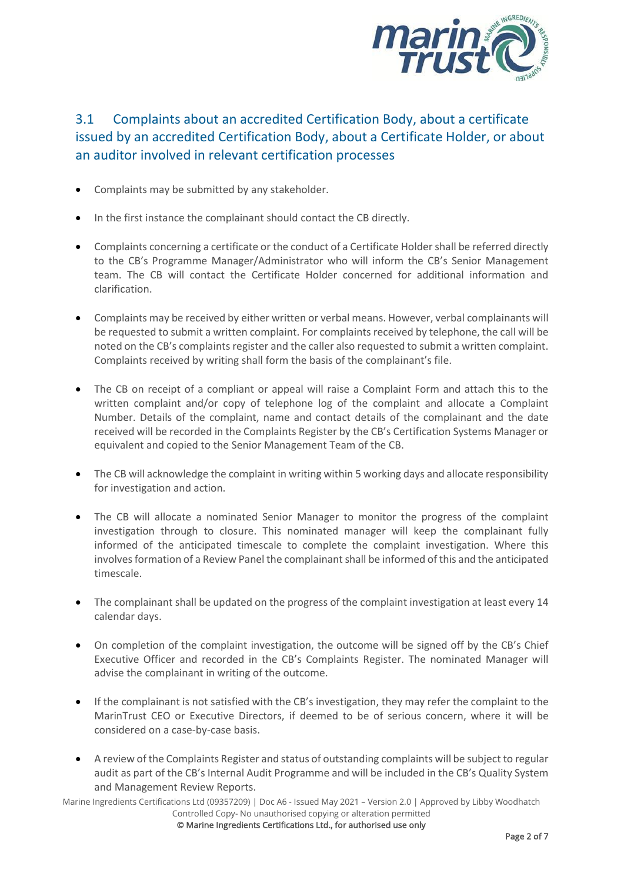## 3.1 Complaints about an accredited Certification Body, about a certificate issued by an accredited Certification Body, about a Certificate Holder, or about an auditor involved in relevant certification processes

- Complaints may be submitted by any stakeholder.
- In the first instance the complainant should contact the CB directly.
- Complaints concerning a certificate or the conduct of a Certificate Holder shall be referred directly to the CB's Programme Manager/Administrator who will inform the CB's Senior Management team. The CB will contact the Certificate Holder concerned for additional information and clarification.
- Complaints may be received by either written or verbal means. However, verbal complainants will be requested to submit a written complaint. For complaints received by telephone, the call will be noted on the CB's complaints register and the caller also requested to submit a written complaint. Complaints received by writing shall form the basis of the complainant's file.
- The CB on receipt of a compliant or appeal will raise a Complaint Form and attach this to the written complaint and/or copy of telephone log of the complaint and allocate a Complaint Number. Details of the complaint, name and contact details of the complainant and the date received will be recorded in the Complaints Register by the CB's Certification Systems Manager or equivalent and copied to the Senior Management Team of the CB.
- The CB will acknowledge the complaint in writing within 5 working days and allocate responsibility for investigation and action.
- The CB will allocate a nominated Senior Manager to monitor the progress of the complaint investigation through to closure. This nominated manager will keep the complainant fully informed of the anticipated timescale to complete the complaint investigation. Where this involves formation of a Review Panel the complainant shall be informed of this and the anticipated timescale.
- The complainant shall be updated on the progress of the complaint investigation at least every 14 calendar days.
- On completion of the complaint investigation, the outcome will be signed off by the CB's Chief Executive Officer and recorded in the CB's Complaints Register. The nominated Manager will advise the complainant in writing of the outcome.
- If the complainant is not satisfied with the CB's investigation, they may refer the complaint to the MarinTrust CEO or Executive Directors, if deemed to be of serious concern, where it will be considered on a case-by-case basis.
- A review of the Complaints Register and status of outstanding complaints will be subject to regular audit as part of the CB's Internal Audit Programme and will be included in the CB's Quality System and Management Review Reports.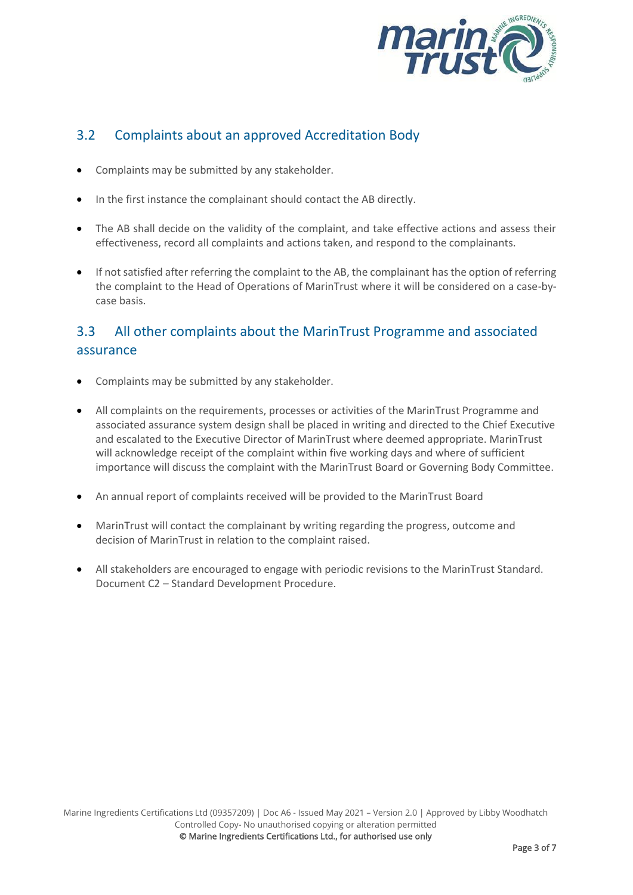## 3.2 Complaints about an approved Accreditation Body

- Complaints may be submitted by any stakeholder.
- In the first instance the complainant should contact the AB directly.
- The AB shall decide on the validity of the complaint, and take effective actions and assess their effectiveness, record all complaints and actions taken, and respond to the complainants.
- If not satisfied after referring the complaint to the AB, the complainant has the option of referring the complaint to the Head of Operations of MarinTrust where it will be considered on a case-by-case basis.

## 3.3 All other complaints about the MarinTrust Programme and associated assurance

- Complaints may be submitted by any stakeholder.
- All complaints on the requirements, processes or activities of the MarinTrust Programme and associated assurance system design shall be placed in writing and directed to the Chief Executive and escalated to the Executive Director of MarinTrust where deemed appropriate. MarinTrust will acknowledge receipt of the complaint within five working days and where of sufficient importance will discuss the complaint with the MarinTrust Board or Governing Body Committee.
- An annual report of complaints received will be provided to the MarinTrust Board
- MarinTrust will contact the complainant by writing regarding the progress, outcome and decision of MarinTrust in relation to the complaint raised.
- All stakeholders are encouraged to engage with periodic revisions to the MarinTrust Standard. Document C2 – Standard Development Procedure.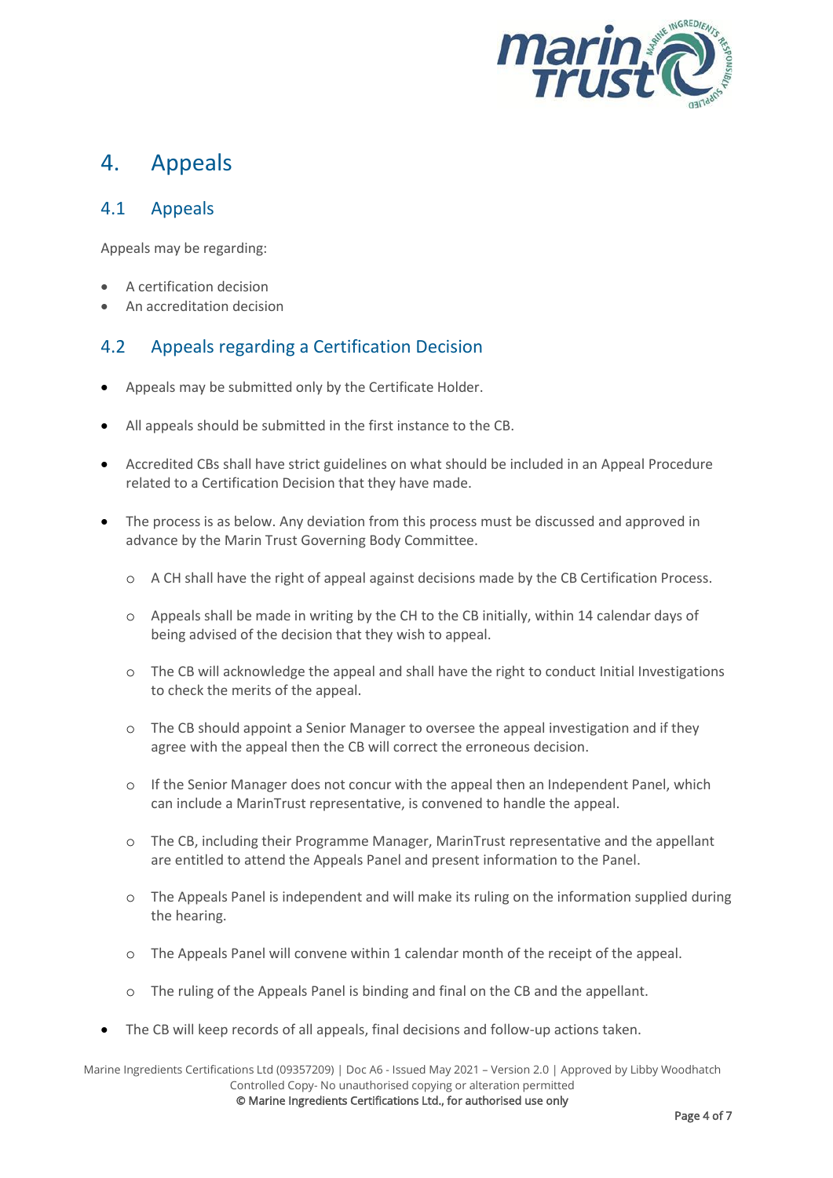# 4. Appeals

## 4.1 Appeals

Appeals may be regarding:

- A certification decision
- An accreditation decision

## 4.2 Appeals regarding a Certification Decision

- Appeals may be submitted only by the Certificate Holder.
- All appeals should be submitted in the first instance to the CB.
- Accredited CBs shall have strict guidelines on what should be included in an Appeal Procedure related to a Certification Decision that they have made.
- The process is as below. Any deviation from this process must be discussed and approved in advance by the Marin Trust Governing Body Committee.
  - A CH shall have the right of appeal against decisions made by the CB Certification Process.
  - Appeals shall be made in writing by the CH to the CB initially, within 14 calendar days of being advised of the decision that they wish to appeal.
  - The CB will acknowledge the appeal and shall have the right to conduct Initial Investigations to check the merits of the appeal.
  - The CB should appoint a Senior Manager to oversee the appeal investigation and if they agree with the appeal then the CB will correct the erroneous decision.
  - If the Senior Manager does not concur with the appeal then an Independent Panel, which can include a MarinTrust representative, is convened to handle the appeal.
  - The CB, including their Programme Manager, MarinTrust representative and the appellant are entitled to attend the Appeals Panel and present information to the Panel.
  - The Appeals Panel is independent and will make its ruling on the information supplied during the hearing.
  - The Appeals Panel will convene within 1 calendar month of the receipt of the appeal.
  - The ruling of the Appeals Panel is binding and final on the CB and the appellant.
- The CB will keep records of all appeals, final decisions and follow-up actions taken.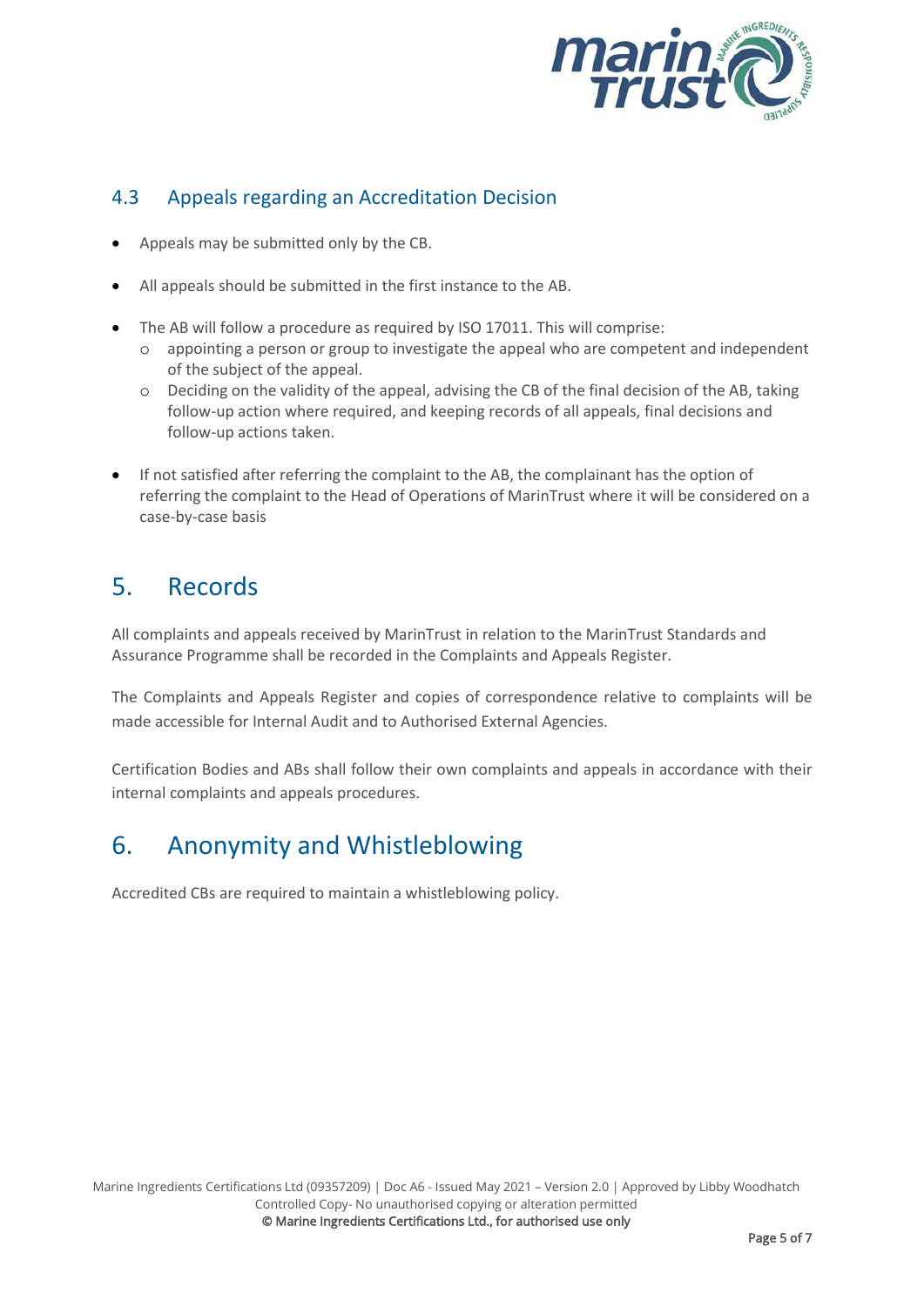### 4.3 Appeals regarding an Accreditation Decision

- Appeals may be submitted only by the CB.
- All appeals should be submitted in the first instance to the AB.
- The AB will follow a procedure as required by ISO 17011. This will comprise:
  - appointing a person or group to investigate the appeal who are competent and independent of the subject of the appeal.
  - Deciding on the validity of the appeal, advising the CB of the final decision of the AB, taking follow-up action where required, and keeping records of all appeals, final decisions and follow-up actions taken.
- If not satisfied after referring the complaint to the AB, the complainant has the option of referring the complaint to the Head of Operations of MarinTrust where it will be considered on a case-by-case basis

## 5. Records

All complaints and appeals received by MarinTrust in relation to the MarinTrust Standards and Assurance Programme shall be recorded in the Complaints and Appeals Register.

The Complaints and Appeals Register and copies of correspondence relative to complaints will be made accessible for Internal Audit and to Authorised External Agencies.

Certification Bodies and ABs shall follow their own complaints and appeals in accordance with their internal complaints and appeals procedures.

## 6. Anonymity and Whistleblowing

Accredited CBs are required to maintain a whistleblowing policy.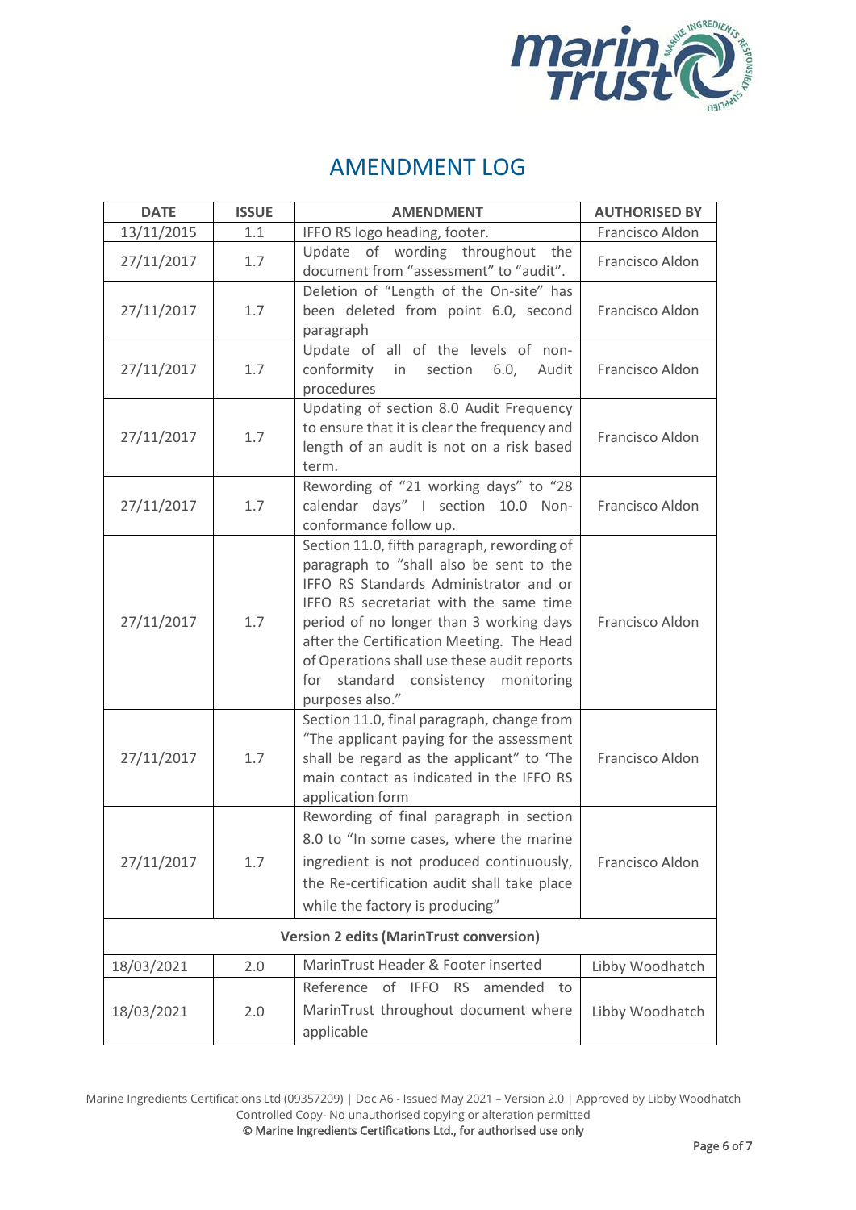# AMENDMENT LOG

| DATE | ISSUE | AMENDMENT | AUTHORISED BY |
|---|---|---|---|
| 13/11/2015 | 1.1 | IFFO RS logo heading, footer. | Francisco Aldon |
| 27/11/2017 | 1.7 | Update of wording throughout the document from "assessment" to "audit". | Francisco Aldon |
| 27/11/2017 | 1.7 | Deletion of "Length of the On-site" has been deleted from point 6.0, second paragraph | Francisco Aldon |
| 27/11/2017 | 1.7 | Update of all of the levels of non-conformity in section 6.0, Audit procedures | Francisco Aldon |
| 27/11/2017 | 1.7 | Updating of section 8.0 Audit Frequency to ensure that it is clear the frequency and length of an audit is not on a risk based term. | Francisco Aldon |
| 27/11/2017 | 1.7 | Rewording of "21 working days" to "28 calendar days" I section 10.0 Non-conformance follow up. | Francisco Aldon |
| 27/11/2017 | 1.7 | Section 11.0, fifth paragraph, rewording of paragraph to "shall also be sent to the IFFO RS Standards Administrator and or IFFO RS secretariat with the same time period of no longer than 3 working days after the Certification Meeting. The Head of Operations shall use these audit reports for standard consistency monitoring purposes also." | Francisco Aldon |
| 27/11/2017 | 1.7 | Section 11.0, final paragraph, change from "The applicant paying for the assessment shall be regard as the applicant" to 'The main contact as indicated in the IFFO RS application form | Francisco Aldon |
| 27/11/2017 | 1.7 | Rewording of final paragraph in section 8.0 to "In some cases, where the marine ingredient is not produced continuously, the Re-certification audit shall take place while the factory is producing" | Francisco Aldon |
| **Version 2 edits (MarinTrust conversion)** | | | |
| 18/03/2021 | 2.0 | MarinTrust Header & Footer inserted | Libby Woodhatch |
| 18/03/2021 | 2.0 | Reference of IFFO RS amended to MarinTrust throughout document where applicable | Libby Woodhatch |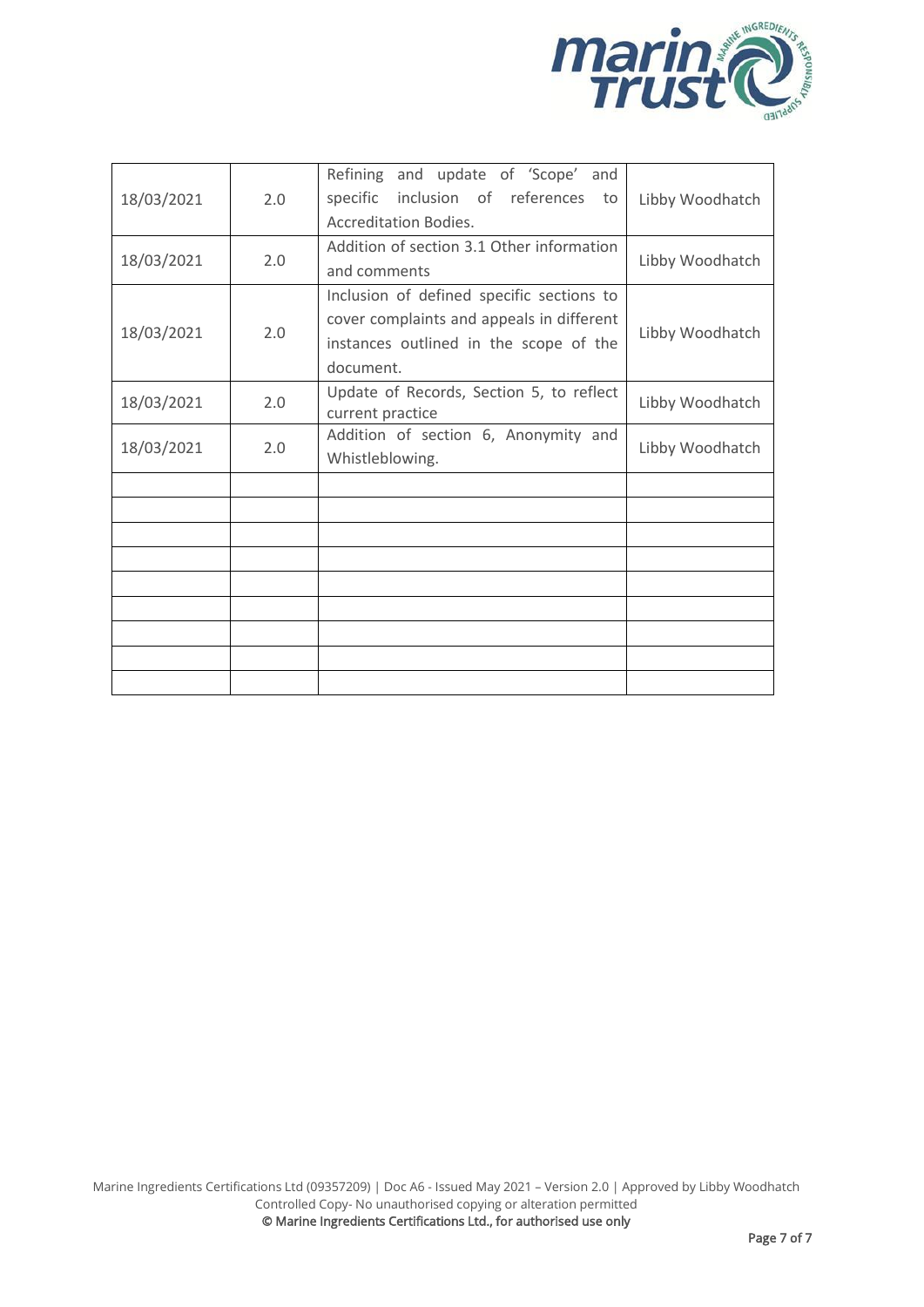| | | | |
|---|---|---|---|
| 18/03/2021 | 2.0 | Refining and update of 'Scope' and specific inclusion of references to Accreditation Bodies. | Libby Woodhatch |
| 18/03/2021 | 2.0 | Addition of section 3.1 Other information and comments | Libby Woodhatch |
| 18/03/2021 | 2.0 | Inclusion of defined specific sections to cover complaints and appeals in different instances outlined in the scope of the document. | Libby Woodhatch |
| 18/03/2021 | 2.0 | Update of Records, Section 5, to reflect current practice | Libby Woodhatch |
| 18/03/2021 | 2.0 | Addition of section 6, Anonymity and Whistleblowing. | Libby Woodhatch |
| | | | |
| | | | |
| | | | |
| | | | |
| | | | |
| | | | |
| | | | |
| | | | |
| | | | |